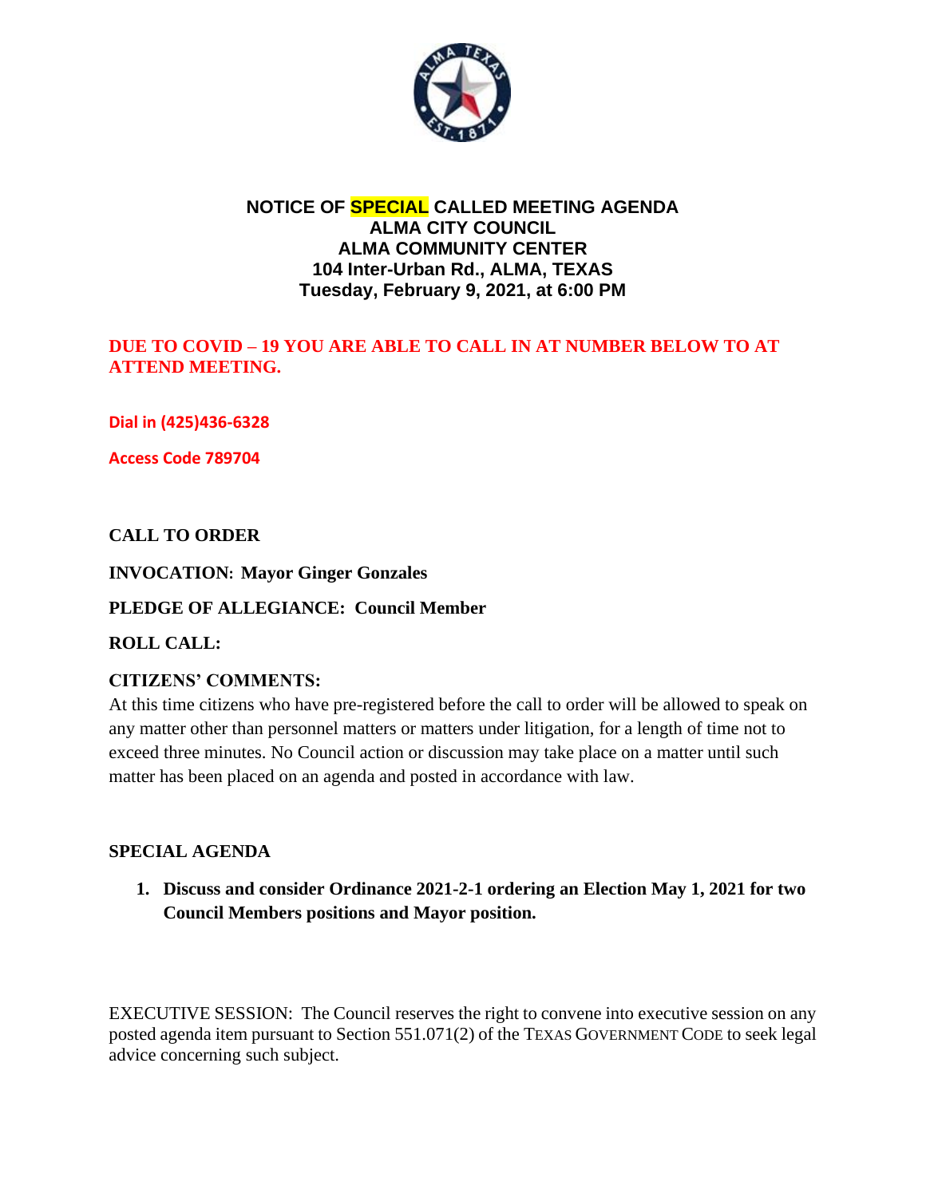# NOTICE OF SPECIAL CALLED MEETING AGENDA
## ALMA CITY COUNCIL
## ALMA COMMUNITY CENTER
## 104 Inter-Urban Rd., ALMA, TEXAS
## Tuesday, February 9, 2021, at 6:00 PM

**DUE TO COVID – 19 YOU ARE ABLE TO CALL IN AT NUMBER BELOW TO AT ATTEND MEETING.**

**Dial in (425)436-6328**

**Access Code 789704**

**CALL TO ORDER**

**INVOCATION: Mayor Ginger Gonzales**

**PLEDGE OF ALLEGIANCE: Council Member**

**ROLL CALL:**

**CITIZENS' COMMENTS:**

At this time citizens who have pre-registered before the call to order will be allowed to speak on any matter other than personnel matters or matters under litigation, for a length of time not to exceed three minutes. No Council action or discussion may take place on a matter until such matter has been placed on an agenda and posted in accordance with law.

**SPECIAL AGENDA**

1. **Discuss and consider Ordinance 2021-2-1 ordering an Election May 1, 2021 for two Council Members positions and Mayor position.**

EXECUTIVE SESSION: The Council reserves the right to convene into executive session on any posted agenda item pursuant to Section 551.071(2) of the TEXAS GOVERNMENT CODE to seek legal advice concerning such subject.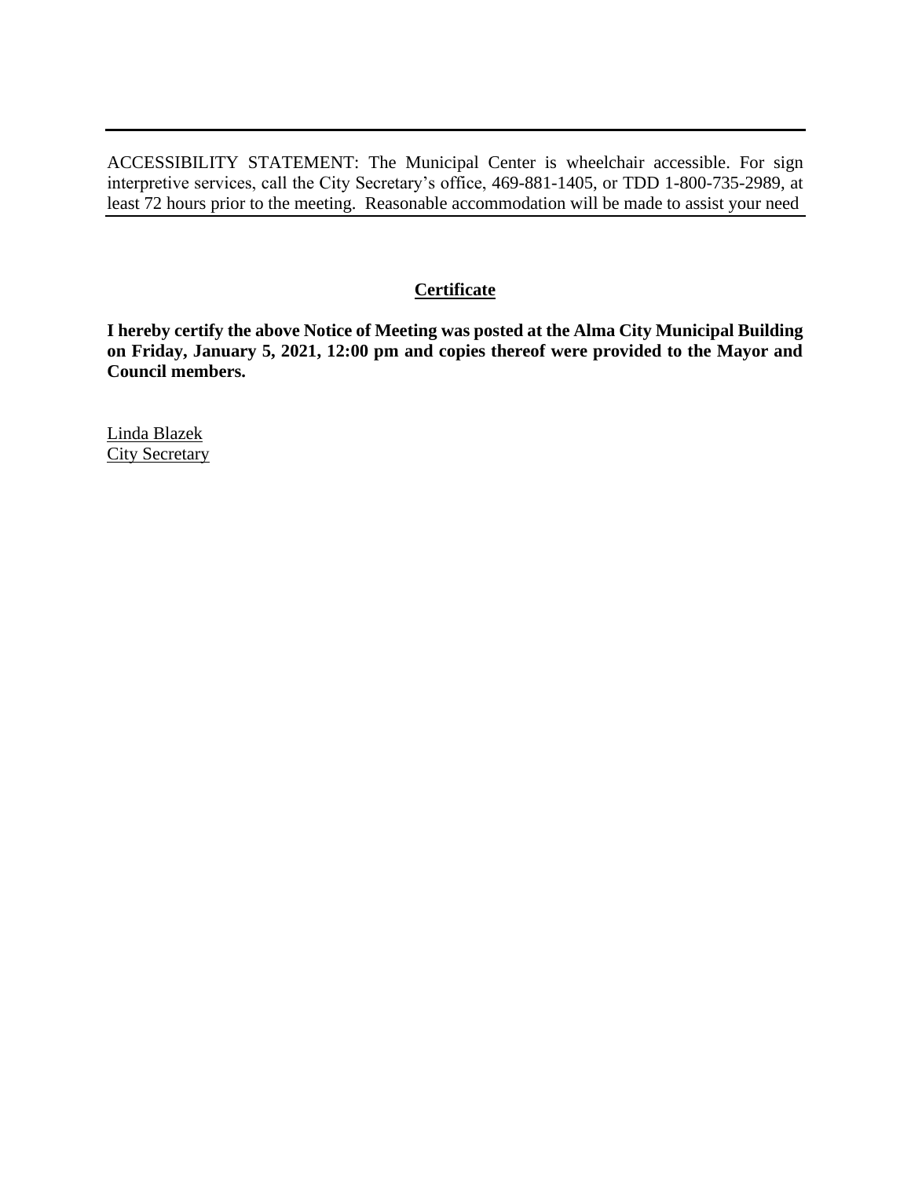---

ACCESSIBILITY STATEMENT: The Municipal Center is wheelchair accessible. For sign interpretive services, call the City Secretary's office, 469-881-1405, or TDD 1-800-735-2989, at least 72 hours prior to the meeting. Reasonable accommodation will be made to assist your need

---

## Certificate

**I hereby certify the above Notice of Meeting was posted at the Alma City Municipal Building on Friday, January 5, 2021, 12:00 pm and copies thereof were provided to the Mayor and Council members.**

Linda Blazek
City Secretary